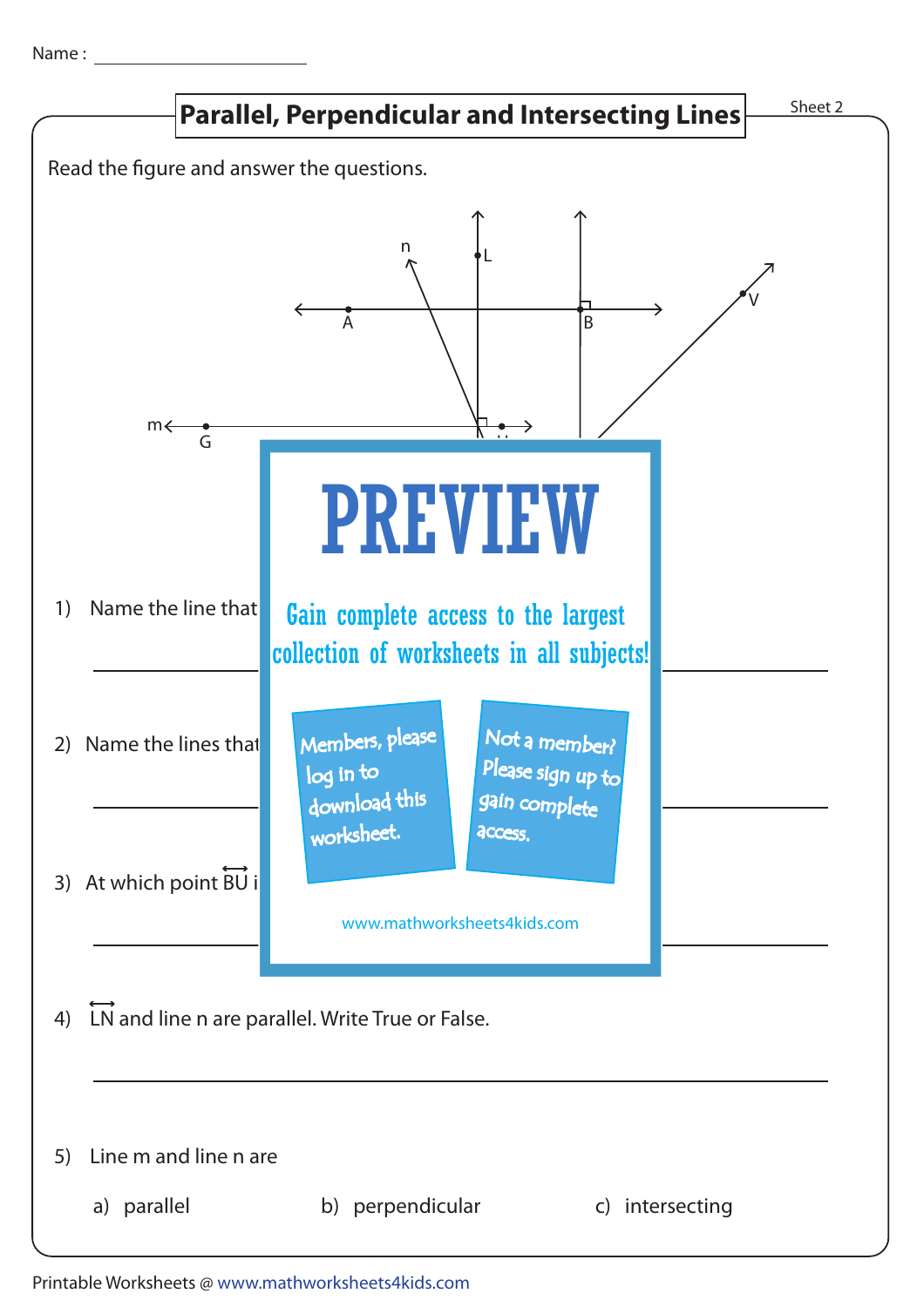Name : ____________________

# Parallel, Perpendicular and Intersecting Lines

Sheet 2

Read the figure and answer the questions.

PREVIEW

Gain complete access to the largest collection of worksheets in all subjects!

Members, please log in to download this worksheet.

Not a member? Please sign up to gain complete access.

www.mathworksheets4kids.com

1) Name the line that

____________________________________________

2) Name the lines that

____________________________________________

3) At which point $\overleftrightarrow{BU}$ i

____________________________________________

4) $\overleftrightarrow{LN}$ and line n are parallel. Write True or False.

____________________________________________

5) Line m and line n are

a) parallel  b) perpendicular  c) intersecting

Printable Worksheets @ www.mathworksheets4kids.com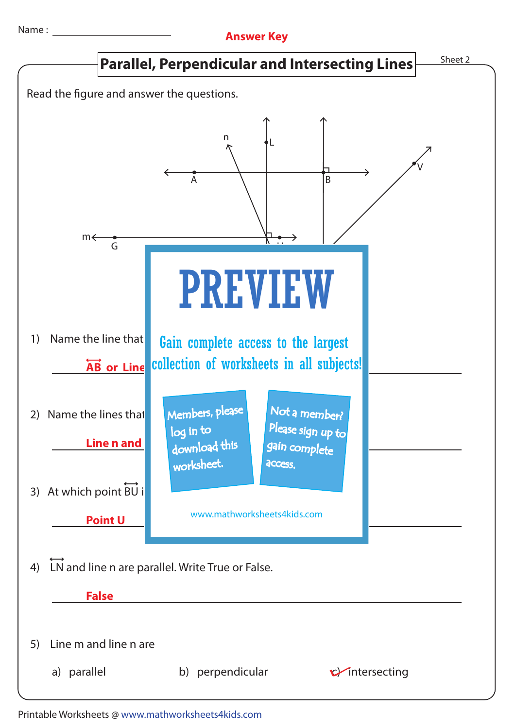Name : ________________

**Answer Key**

# Parallel, Perpendicular and Intersecting Lines

Sheet 2

Read the figure and answer the questions.

n
L
A
B
V
m
G

**PREVIEW**

Gain complete access to the largest collection of worksheets in all subjects!

Members, please log in to download this worksheet.

Not a member? Please sign up to gain complete access.

www.mathworksheets4kids.com

1) Name the line that

**$\overleftrightarrow{AB}$ or Line**

2) Name the lines that

**Line n and**

3) At which point $\overleftrightarrow{BU}$ i

**Point U**

4) $\overleftrightarrow{LN}$ and line n are parallel. Write True or False.

**False**

5) Line m and line n are

a) parallel  b) perpendicular  c) intersecting ✓

Printable Worksheets @ www.mathworksheets4kids.com